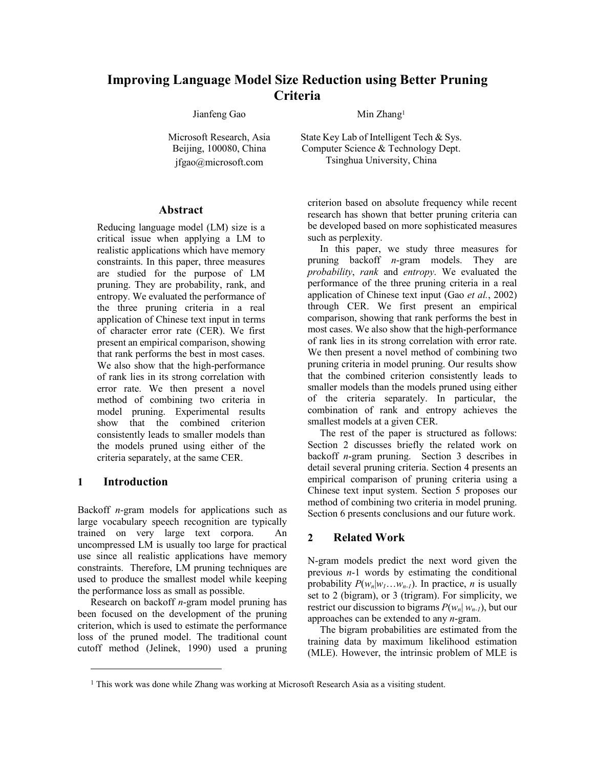# Improving Language Model Size Reduction using Better Pruning Criteria

Jianfeng Gao
Microsoft Research, Asia
Beijing, 100080, China
jfgao@microsoft.com

Min Zhang[1]
State Key Lab of Intelligent Tech & Sys.
Computer Science & Technology Dept.
Tsinghua University, China

## Abstract

Reducing language model (LM) size is a critical issue when applying a LM to realistic applications which have memory constraints. In this paper, three measures are studied for the purpose of LM pruning. They are probability, rank, and entropy. We evaluated the performance of the three pruning criteria in a real application of Chinese text input in terms of character error rate (CER). We first present an empirical comparison, showing that rank performs the best in most cases. We also show that the high-performance of rank lies in its strong correlation with error rate. We then present a novel method of combining two criteria in model pruning. Experimental results show that the combined criterion consistently leads to smaller models than the models pruned using either of the criteria separately, at the same CER.

## 1 Introduction

Backoff *n*-gram models for applications such as large vocabulary speech recognition are typically trained on very large text corpora. An uncompressed LM is usually too large for practical use since all realistic applications have memory constraints. Therefore, LM pruning techniques are used to produce the smallest model while keeping the performance loss as small as possible.

Research on backoff *n*-gram model pruning has been focused on the development of the pruning criterion, which is used to estimate the performance loss of the pruned model. The traditional count cutoff method (Jelinek, 1990) used a pruning criterion based on absolute frequency while recent research has shown that better pruning criteria can be developed based on more sophisticated measures such as perplexity.

In this paper, we study three measures for pruning backoff *n*-gram models. They are *probability*, *rank* and *entropy*. We evaluated the performance of the three pruning criteria in a real application of Chinese text input (Gao *et al.*, 2002) through CER. We first present an empirical comparison, showing that rank performs the best in most cases. We also show that the high-performance of rank lies in its strong correlation with error rate. We then present a novel method of combining two pruning criteria in model pruning. Our results show that the combined criterion consistently leads to smaller models than the models pruned using either of the criteria separately. In particular, the combination of rank and entropy achieves the smallest models at a given CER.

The rest of the paper is structured as follows: Section 2 discusses briefly the related work on backoff *n*-gram pruning. Section 3 describes in detail several pruning criteria. Section 4 presents an empirical comparison of pruning criteria using a Chinese text input system. Section 5 proposes our method of combining two criteria in model pruning. Section 6 presents conclusions and our future work.

## 2 Related Work

N-gram models predict the next word given the previous *n*-1 words by estimating the conditional probability $P(w_n|w_1 \ldots w_{n-1})$. In practice, *n* is usually set to 2 (bigram), or 3 (trigram). For simplicity, we restrict our discussion to bigrams $P(w_n| w_{n-1})$, but our approaches can be extended to any *n*-gram.

The bigram probabilities are estimated from the training data by maximum likelihood estimation (MLE). However, the intrinsic problem of MLE is

[1] This work was done while Zhang was working at Microsoft Research Asia as a visiting student.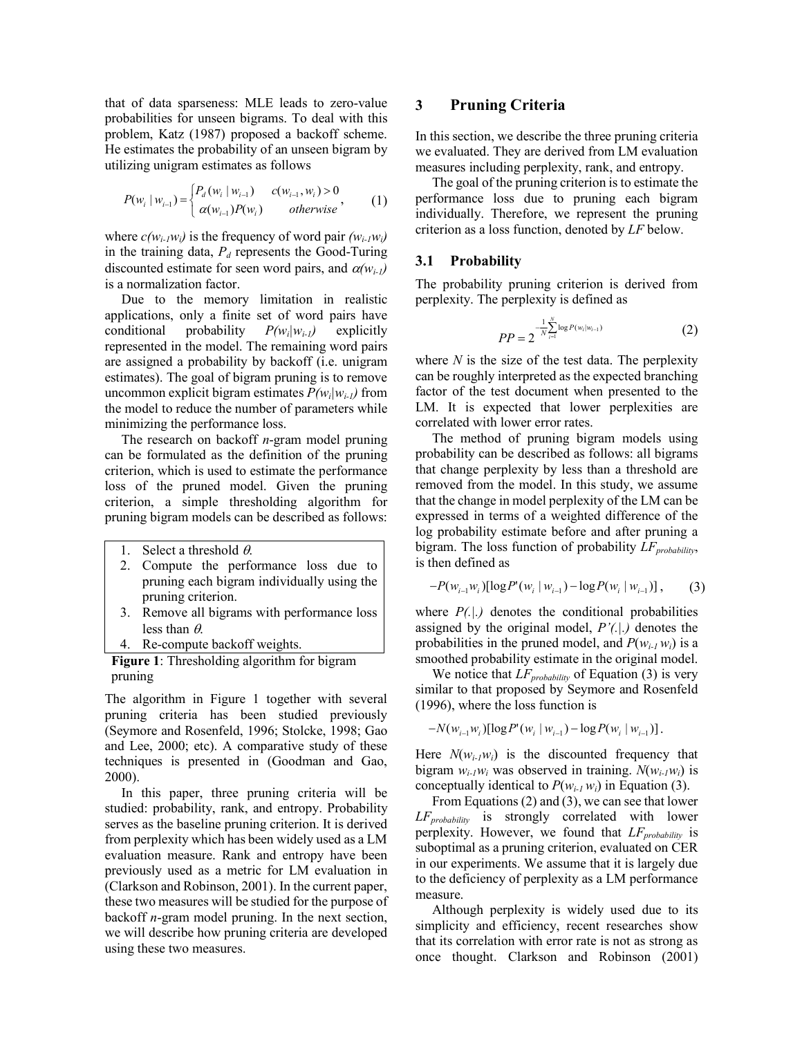that of data sparseness: MLE leads to zero-value probabilities for unseen bigrams. To deal with this problem, Katz (1987) proposed a backoff scheme. He estimates the probability of an unseen bigram by utilizing unigram estimates as follows

$$P(w_i \mid w_{i-1}) = \begin{cases} P_d(w_i \mid w_{i-1}) & c(w_{i-1}, w_i) > 0 \\ \alpha(w_{i-1})P(w_i) & otherwise \end{cases}, \quad (1)$$

where $c(w_{i-1}w_i)$ is the frequency of word pair $(w_{i-1}w_i)$ in the training data, $P_d$ represents the Good-Turing discounted estimate for seen word pairs, and $\alpha(w_{i-1})$ is a normalization factor.

Due to the memory limitation in realistic applications, only a finite set of word pairs have conditional probability $P(w_i|w_{i-1})$ explicitly represented in the model. The remaining word pairs are assigned a probability by backoff (i.e. unigram estimates). The goal of bigram pruning is to remove uncommon explicit bigram estimates $P(w_i|w_{i-1})$ from the model to reduce the number of parameters while minimizing the performance loss.

The research on backoff *n*-gram model pruning can be formulated as the definition of the pruning criterion, which is used to estimate the performance loss of the pruned model. Given the pruning criterion, a simple thresholding algorithm for pruning bigram models can be described as follows:

1. Select a threshold $\theta$.
2. Compute the performance loss due to pruning each bigram individually using the pruning criterion.
3. Remove all bigrams with performance loss less than $\theta$.
4. Re-compute backoff weights.

**Figure 1**: Thresholding algorithm for bigram pruning

The algorithm in Figure 1 together with several pruning criteria has been studied previously (Seymore and Rosenfeld, 1996; Stolcke, 1998; Gao and Lee, 2000; etc). A comparative study of these techniques is presented in (Goodman and Gao, 2000).

In this paper, three pruning criteria will be studied: probability, rank, and entropy. Probability serves as the baseline pruning criterion. It is derived from perplexity which has been widely used as a LM evaluation measure. Rank and entropy have been previously used as a metric for LM evaluation in (Clarkson and Robinson, 2001). In the current paper, these two measures will be studied for the purpose of backoff *n*-gram model pruning. In the next section, we will describe how pruning criteria are developed using these two measures.

## 3 Pruning Criteria

In this section, we describe the three pruning criteria we evaluated. They are derived from LM evaluation measures including perplexity, rank, and entropy.

The goal of the pruning criterion is to estimate the performance loss due to pruning each bigram individually. Therefore, we represent the pruning criterion as a loss function, denoted by *LF* below.

### 3.1 Probability

The probability pruning criterion is derived from perplexity. The perplexity is defined as

$$PP = 2^{-\frac{1}{N}\sum_{i=1}^{N}\log P(w_i|w_{i-1})} \quad (2)$$

where $N$ is the size of the test data. The perplexity can be roughly interpreted as the expected branching factor of the test document when presented to the LM. It is expected that lower perplexities are correlated with lower error rates.

The method of pruning bigram models using probability can be described as follows: all bigrams that change perplexity by less than a threshold are removed from the model. In this study, we assume that the change in model perplexity of the LM can be expressed in terms of a weighted difference of the log probability estimate before and after pruning a bigram. The loss function of probability $LF_{probability}$, is then defined as

$$-P(w_{i-1}w_i)[\log P'(w_i \mid w_{i-1}) - \log P(w_i \mid w_{i-1})], \quad (3)$$

where $P(.|.)$ denotes the conditional probabilities assigned by the original model, $P'(.|.)$ denotes the probabilities in the pruned model, and $P(w_{i-1} w_i)$ is a smoothed probability estimate in the original model.

We notice that $LF_{probability}$ of Equation (3) is very similar to that proposed by Seymore and Rosenfeld (1996), where the loss function is

$$-N(w_{i-1}w_i)[\log P'(w_i \mid w_{i-1}) - \log P(w_i \mid w_{i-1})].$$

Here $N(w_{i-1}w_i)$ is the discounted frequency that bigram $w_{i-1}w_i$ was observed in training. $N(w_{i-1}w_i)$ is conceptually identical to $P(w_{i-1} w_i)$ in Equation (3).

From Equations (2) and (3), we can see that lower $LF_{probability}$ is strongly correlated with lower perplexity. However, we found that $LF_{probability}$ is suboptimal as a pruning criterion, evaluated on CER in our experiments. We assume that it is largely due to the deficiency of perplexity as a LM performance measure.

Although perplexity is widely used due to its simplicity and efficiency, recent researches show that its correlation with error rate is not as strong as once thought. Clarkson and Robinson (2001)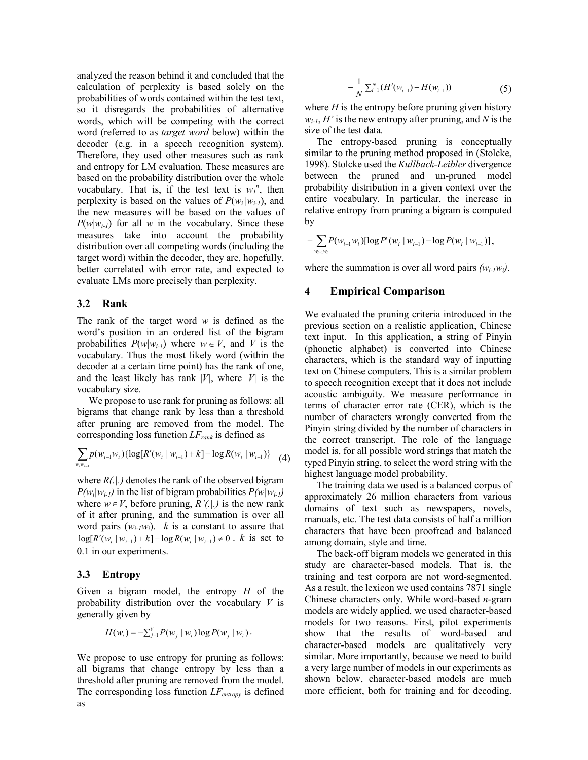analyzed the reason behind it and concluded that the calculation of perplexity is based solely on the probabilities of words contained within the test text, so it disregards the probabilities of alternative words, which will be competing with the correct word (referred to as *target word* below) within the decoder (e.g. in a speech recognition system). Therefore, they used other measures such as rank and entropy for LM evaluation. These measures are based on the probability distribution over the whole vocabulary. That is, if the test text is $w_1^n$, then perplexity is based on the values of $P(w_i|w_{i-1})$, and the new measures will be based on the values of $P(w|w_{i-1})$ for all $w$ in the vocabulary. Since these measures take into account the probability distribution over all competing words (including the target word) within the decoder, they are, hopefully, better correlated with error rate, and expected to evaluate LMs more precisely than perplexity.

### 3.2 Rank

The rank of the target word $w$ is defined as the word's position in an ordered list of the bigram probabilities $P(w|w_{i-1})$ where $w \in V$, and $V$ is the vocabulary. Thus the most likely word (within the decoder at a certain time point) has the rank of one, and the least likely has rank $|V|$, where $|V|$ is the vocabulary size.

We propose to use rank for pruning as follows: all bigrams that change rank by less than a threshold after pruning are removed from the model. The corresponding loss function $LF_{rank}$ is defined as

$$\sum_{w_i w_{i-1}} p(w_{i-1}w_i)\{\log[R'(w_i \mid w_{i-1}) + k] - \log R(w_i \mid w_{i-1})\} \quad (4)$$

where $R(.|.)$ denotes the rank of the observed bigram $P(w_i|w_{i-1})$ in the list of bigram probabilities $P(w|w_{i-1})$ where $w \in V$, before pruning, $R'(.|.)$ is the new rank of it after pruning, and the summation is over all word pairs $(w_{i-1}w_i)$. $k$ is a constant to assure that $\log[R'(w_i \mid w_{i-1}) + k] - \log R(w_i \mid w_{i-1}) \neq 0$. $k$ is set to 0.1 in our experiments.

### 3.3 Entropy

Given a bigram model, the entropy $H$ of the probability distribution over the vocabulary $V$ is generally given by

$$H(w_i) = -\sum_{j=1}^{V} P(w_j \mid w_i) \log P(w_j \mid w_i).$$

We propose to use entropy for pruning as follows: all bigrams that change entropy by less than a threshold after pruning are removed from the model. The corresponding loss function $LF_{entropy}$ is defined as

$$-\frac{1}{N}\sum_{i=1}^{N}(H'(w_{i-1}) - H(w_{i-1})) \quad (5)$$

where $H$ is the entropy before pruning given history $w_{i-1}$, $H'$ is the new entropy after pruning, and $N$ is the size of the test data.

The entropy-based pruning is conceptually similar to the pruning method proposed in (Stolcke, 1998). Stolcke used the *Kullback-Leibler* divergence between the pruned and un-pruned model probability distribution in a given context over the entire vocabulary. In particular, the increase in relative entropy from pruning a bigram is computed by

$$-\sum_{w_{i-1}w_i} P(w_{i-1}w_i)[\log P'(w_i \mid w_{i-1}) - \log P(w_i \mid w_{i-1})],$$

where the summation is over all word pairs $(w_{i-1}w_i)$.

## 4 Empirical Comparison

We evaluated the pruning criteria introduced in the previous section on a realistic application, Chinese text input. In this application, a string of Pinyin (phonetic alphabet) is converted into Chinese characters, which is the standard way of inputting text on Chinese computers. This is a similar problem to speech recognition except that it does not include acoustic ambiguity. We measure performance in terms of character error rate (CER), which is the number of characters wrongly converted from the Pinyin string divided by the number of characters in the correct transcript. The role of the language model is, for all possible word strings that match the typed Pinyin string, to select the word string with the highest language model probability.

The training data we used is a balanced corpus of approximately 26 million characters from various domains of text such as newspapers, novels, manuals, etc. The test data consists of half a million characters that have been proofread and balanced among domain, style and time.

The back-off bigram models we generated in this study are character-based models. That is, the training and test corpora are not word-segmented. As a result, the lexicon we used contains 7871 single Chinese characters only. While word-based $n$-gram models are widely applied, we used character-based models for two reasons. First, pilot experiments show that the results of word-based and character-based models are qualitatively very similar. More importantly, because we need to build a very large number of models in our experiments as shown below, character-based models are much more efficient, both for training and for decoding.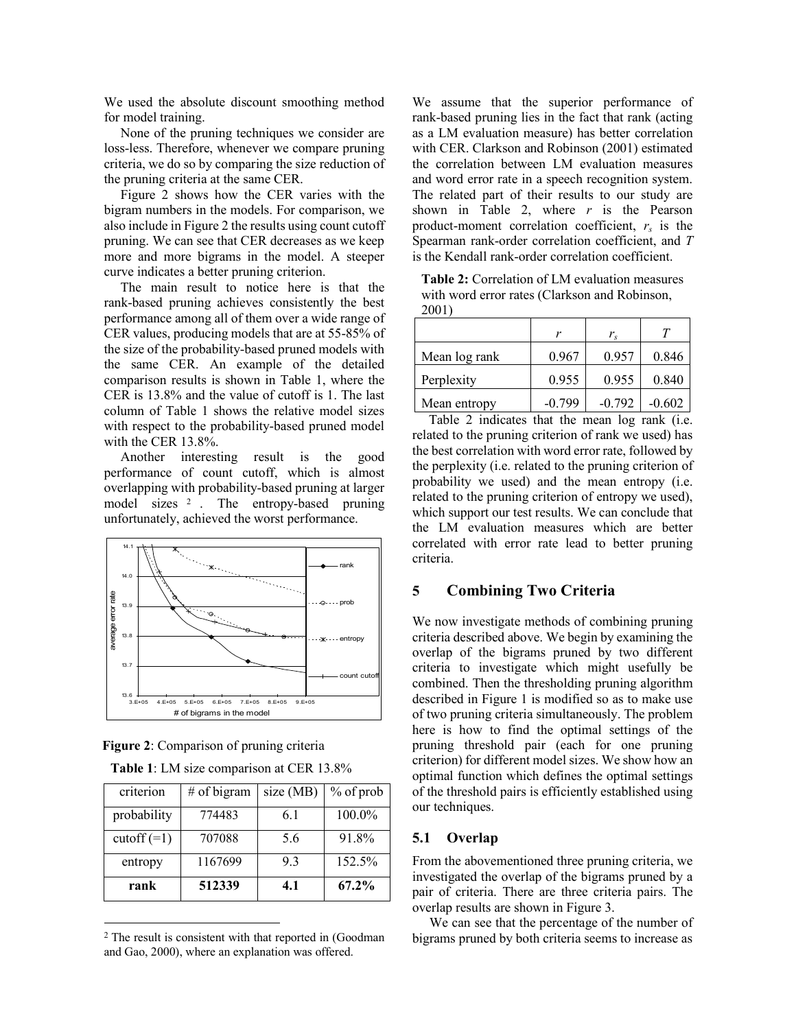We used the absolute discount smoothing method for model training.

None of the pruning techniques we consider are loss-less. Therefore, whenever we compare pruning criteria, we do so by comparing the size reduction of the pruning criteria at the same CER.

Figure 2 shows how the CER varies with the bigram numbers in the models. For comparison, we also include in Figure 2 the results using count cutoff pruning. We can see that CER decreases as we keep more and more bigrams in the model. A steeper curve indicates a better pruning criterion.

The main result to notice here is that the rank-based pruning achieves consistently the best performance among all of them over a wide range of CER values, producing models that are at 55-85% of the size of the probability-based pruned models with the same CER. An example of the detailed comparison results is shown in Table 1, where the CER is 13.8% and the value of cutoff is 1. The last column of Table 1 shows the relative model sizes with respect to the probability-based pruned model with the CER 13.8%.

Another interesting result is the good performance of count cutoff, which is almost overlapping with probability-based pruning at larger model sizes [2]. The entropy-based pruning unfortunately, achieved the worst performance.

**Figure 2**: Comparison of pruning criteria

**Table 1**: LM size comparison at CER 13.8%

| criterion | # of bigram | size (MB) | % of prob |
|---|---|---|---|
| probability | 774483 | 6.1 | 100.0% |
| cutoff (=1) | 707088 | 5.6 | 91.8% |
| entropy | 1167699 | 9.3 | 152.5% |
| **rank** | **512339** | **4.1** | **67.2%** |

[2] The result is consistent with that reported in (Goodman and Gao, 2000), where an explanation was offered.

We assume that the superior performance of rank-based pruning lies in the fact that rank (acting as a LM evaluation measure) has better correlation with CER. Clarkson and Robinson (2001) estimated the correlation between LM evaluation measures and word error rate in a speech recognition system. The related part of their results to our study are shown in Table 2, where $r$ is the Pearson product-moment correlation coefficient, $r_s$ is the Spearman rank-order correlation coefficient, and $T$ is the Kendall rank-order correlation coefficient.

**Table 2:** Correlation of LM evaluation measures with word error rates (Clarkson and Robinson, 2001)

| | $r$ | $r_s$ | $T$ |
|---|---|---|---|
| Mean log rank | 0.967 | 0.957 | 0.846 |
| Perplexity | 0.955 | 0.955 | 0.840 |
| Mean entropy | -0.799 | -0.792 | -0.602 |

Table 2 indicates that the mean log rank (i.e. related to the pruning criterion of rank we used) has the best correlation with word error rate, followed by the perplexity (i.e. related to the pruning criterion of probability we used) and the mean entropy (i.e. related to the pruning criterion of entropy we used), which support our test results. We can conclude that the LM evaluation measures which are better correlated with error rate lead to better pruning criteria.

## 5 Combining Two Criteria

We now investigate methods of combining pruning criteria described above. We begin by examining the overlap of the bigrams pruned by two different criteria to investigate which might usefully be combined. Then the thresholding pruning algorithm described in Figure 1 is modified so as to make use of two pruning criteria simultaneously. The problem here is how to find the optimal settings of the pruning threshold pair (each for one pruning criterion) for different model sizes. We show how an optimal function which defines the optimal settings of the threshold pairs is efficiently established using our techniques.

### 5.1 Overlap

From the abovementioned three pruning criteria, we investigated the overlap of the bigrams pruned by a pair of criteria. There are three criteria pairs. The overlap results are shown in Figure 3.

We can see that the percentage of the number of bigrams pruned by both criteria seems to increase as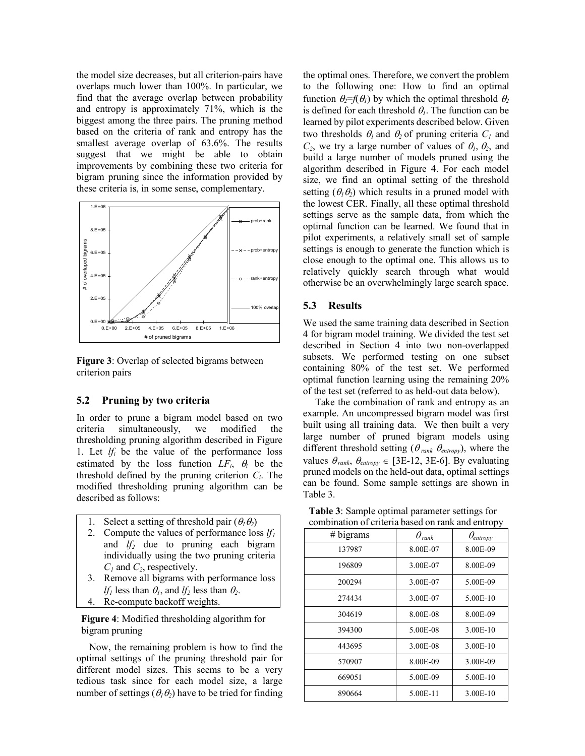the model size decreases, but all criterion-pairs have overlaps much lower than 100%. In particular, we find that the average overlap between probability and entropy is approximately 71%, which is the biggest among the three pairs. The pruning method based on the criteria of rank and entropy has the smallest average overlap of 63.6%. The results suggest that we might be able to obtain improvements by combining these two criteria for bigram pruning since the information provided by these criteria is, in some sense, complementary.

**Figure 3**: Overlap of selected bigrams between criterion pairs

## 5.2 Pruning by two criteria

In order to prune a bigram model based on two criteria simultaneously, we modified the thresholding pruning algorithm described in Figure 1. Let $lf_i$ be the value of the performance loss estimated by the loss function $LF_i$, $\theta_i$ be the threshold defined by the pruning criterion $C_i$. The modified thresholding pruning algorithm can be described as follows:

1. Select a setting of threshold pair ($\theta_1\theta_2$)
2. Compute the values of performance loss $lf_1$ and $lf_2$ due to pruning each bigram individually using the two pruning criteria $C_1$ and $C_2$, respectively.
3. Remove all bigrams with performance loss $lf_1$ less than $\theta_1$, and $lf_2$ less than $\theta_2$.
4. Re-compute backoff weights.

**Figure 4**: Modified thresholding algorithm for bigram pruning

Now, the remaining problem is how to find the optimal settings of the pruning threshold pair for different model sizes. This seems to be a very tedious task since for each model size, a large number of settings ($\theta_1\theta_2$) have to be tried for finding the optimal ones. Therefore, we convert the problem to the following one: How to find an optimal function $\theta_2=f(\theta_1)$ by which the optimal threshold $\theta_2$ is defined for each threshold $\theta_1$. The function can be learned by pilot experiments described below. Given two thresholds $\theta_1$ and $\theta_2$ of pruning criteria $C_1$ and $C_2$, we try a large number of values of $\theta_1$, $\theta_2$, and build a large number of models pruned using the algorithm described in Figure 4. For each model size, we find an optimal setting of the threshold setting ($\theta_1\theta_2$) which results in a pruned model with the lowest CER. Finally, all these optimal threshold settings serve as the sample data, from which the optimal function can be learned. We found that in pilot experiments, a relatively small set of sample settings is enough to generate the function which is close enough to the optimal one. This allows us to relatively quickly search through what would otherwise be an overwhelmingly large search space.

## 5.3 Results

We used the same training data described in Section 4 for bigram model training. We divided the test set described in Section 4 into two non-overlapped subsets. We performed testing on one subset containing 80% of the test set. We performed optimal function learning using the remaining 20% of the test set (referred to as held-out data below).

Take the combination of rank and entropy as an example. An uncompressed bigram model was first built using all training data. We then built a very large number of pruned bigram models using different threshold setting ($\theta_{rank}$ $\theta_{entropy}$), where the values $\theta_{rank}$, $\theta_{entropy} \in$ [3E-12, 3E-6]. By evaluating pruned models on the held-out data, optimal settings can be found. Some sample settings are shown in Table 3.

**Table 3**: Sample optimal parameter settings for combination of criteria based on rank and entropy

| # bigrams | $\theta_{rank}$ | $\theta_{entropy}$ |
|---|---|---|
| 137987 | 8.00E-07 | 8.00E-09 |
| 196809 | 3.00E-07 | 8.00E-09 |
| 200294 | 3.00E-07 | 5.00E-09 |
| 274434 | 3.00E-07 | 5.00E-10 |
| 304619 | 8.00E-08 | 8.00E-09 |
| 394300 | 5.00E-08 | 3.00E-10 |
| 443695 | 3.00E-08 | 3.00E-10 |
| 570907 | 8.00E-09 | 3.00E-09 |
| 669051 | 5.00E-09 | 5.00E-10 |
| 890664 | 5.00E-11 | 3.00E-10 |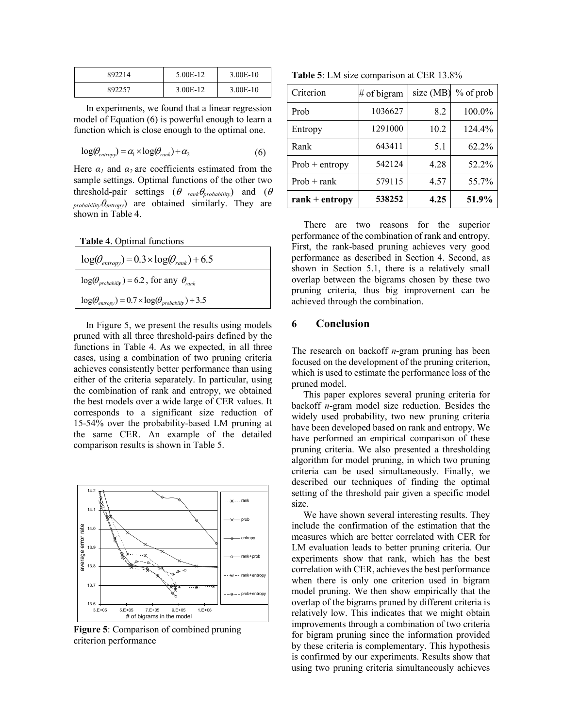| 892214 | 5.00E-12 | 3.00E-10 |
|---|---|---|
| 892257 | 3.00E-12 | 3.00E-10 |

In experiments, we found that a linear regression model of Equation (6) is powerful enough to learn a function which is close enough to the optimal one.

$$\log(\theta_{entropy}) = \alpha_1 \times \log(\theta_{rank}) + \alpha_2 \qquad (6)$$

Here $\alpha_1$ and $\alpha_2$ are coefficients estimated from the sample settings. Optimal functions of the other two threshold-pair settings ($\theta_{rank}\theta_{probability}$) and ($\theta_{probability}\theta_{entropy}$) are obtained similarly. They are shown in Table 4.

**Table 4**. Optimal functions

| |
|---|
| $\log(\theta_{entropy}) = 0.3 \times \log(\theta_{rank}) + 6.5$ |
| $\log(\theta_{probability}) = 6.2$, for any $\theta_{rank}$ |
| $\log(\theta_{entropy}) = 0.7 \times \log(\theta_{probability}) + 3.5$ |

In Figure 5, we present the results using models pruned with all three threshold-pairs defined by the functions in Table 4. As we expected, in all three cases, using a combination of two pruning criteria achieves consistently better performance than using either of the criteria separately. In particular, using the combination of rank and entropy, we obtained the best models over a wide large of CER values. It corresponds to a significant size reduction of 15-54% over the probability-based LM pruning at the same CER. An example of the detailed comparison results is shown in Table 5.

**Figure 5**: Comparison of combined pruning criterion performance

**Table 5**: LM size comparison at CER 13.8%

| Criterion | # of bigram | size (MB) | % of prob |
|---|---|---|---|
| Prob | 1036627 | 8.2 | 100.0% |
| Entropy | 1291000 | 10.2 | 124.4% |
| Rank | 643411 | 5.1 | 62.2% |
| Prob + entropy | 542124 | 4.28 | 52.2% |
| Prob + rank | 579115 | 4.57 | 55.7% |
| **rank + entropy** | **538252** | **4.25** | **51.9%** |

There are two reasons for the superior performance of the combination of rank and entropy. First, the rank-based pruning achieves very good performance as described in Section 4. Second, as shown in Section 5.1, there is a relatively small overlap between the bigrams chosen by these two pruning criteria, thus big improvement can be achieved through the combination.

## 6 Conclusion

The research on backoff *n*-gram pruning has been focused on the development of the pruning criterion, which is used to estimate the performance loss of the pruned model.

This paper explores several pruning criteria for backoff *n*-gram model size reduction. Besides the widely used probability, two new pruning criteria have been developed based on rank and entropy. We have performed an empirical comparison of these pruning criteria. We also presented a thresholding algorithm for model pruning, in which two pruning criteria can be used simultaneously. Finally, we described our techniques of finding the optimal setting of the threshold pair given a specific model size.

We have shown several interesting results. They include the confirmation of the estimation that the measures which are better correlated with CER for LM evaluation leads to better pruning criteria. Our experiments show that rank, which has the best correlation with CER, achieves the best performance when there is only one criterion used in bigram model pruning. We then show empirically that the overlap of the bigrams pruned by different criteria is relatively low. This indicates that we might obtain improvements through a combination of two criteria for bigram pruning since the information provided by these criteria is complementary. This hypothesis is confirmed by our experiments. Results show that using two pruning criteria simultaneously achieves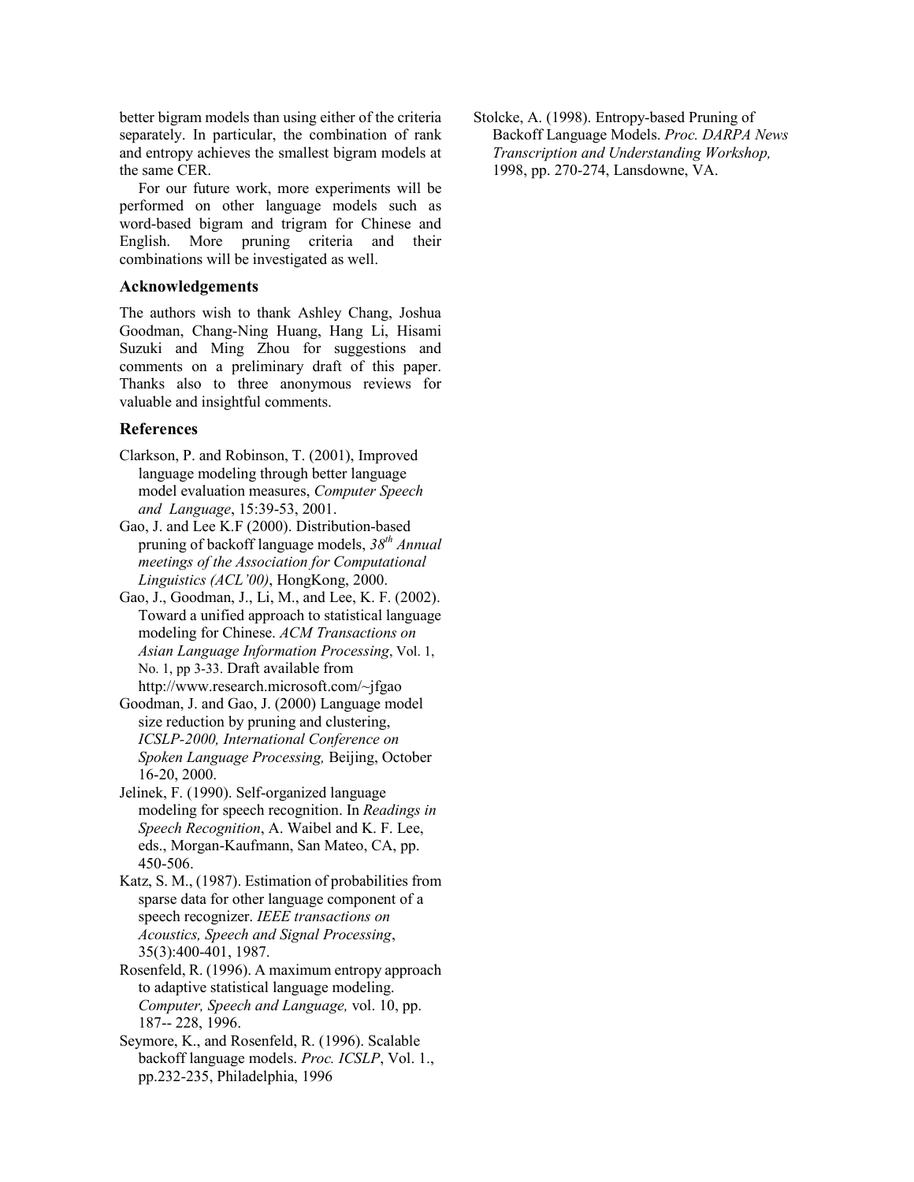better bigram models than using either of the criteria separately. In particular, the combination of rank and entropy achieves the smallest bigram models at the same CER.

For our future work, more experiments will be performed on other language models such as word-based bigram and trigram for Chinese and English. More pruning criteria and their combinations will be investigated as well.

### Acknowledgements

The authors wish to thank Ashley Chang, Joshua Goodman, Chang-Ning Huang, Hang Li, Hisami Suzuki and Ming Zhou for suggestions and comments on a preliminary draft of this paper. Thanks also to three anonymous reviews for valuable and insightful comments.

### References

Clarkson, P. and Robinson, T. (2001), Improved language modeling through better language model evaluation measures, *Computer Speech and Language*, 15:39-53, 2001.

Gao, J. and Lee K.F (2000). Distribution-based pruning of backoff language models, *38th Annual meetings of the Association for Computational Linguistics (ACL'00)*, HongKong, 2000.

Gao, J., Goodman, J., Li, M., and Lee, K. F. (2002). Toward a unified approach to statistical language modeling for Chinese. *ACM Transactions on Asian Language Information Processing*, Vol. 1, No. 1, pp 3-33. Draft available from http://www.research.microsoft.com/~jfgao

Goodman, J. and Gao, J. (2000) Language model size reduction by pruning and clustering, *ICSLP-2000, International Conference on Spoken Language Processing,* Beijing, October 16-20, 2000.

Jelinek, F. (1990). Self-organized language modeling for speech recognition. In *Readings in Speech Recognition*, A. Waibel and K. F. Lee, eds., Morgan-Kaufmann, San Mateo, CA, pp. 450-506.

Katz, S. M., (1987). Estimation of probabilities from sparse data for other language component of a speech recognizer. *IEEE transactions on Acoustics, Speech and Signal Processing*, 35(3):400-401, 1987.

Rosenfeld, R. (1996). A maximum entropy approach to adaptive statistical language modeling. *Computer, Speech and Language,* vol. 10, pp. 187-- 228, 1996.

Seymore, K., and Rosenfeld, R. (1996). Scalable backoff language models. *Proc. ICSLP*, Vol. 1., pp.232-235, Philadelphia, 1996

Stolcke, A. (1998). Entropy-based Pruning of Backoff Language Models. *Proc. DARPA News Transcription and Understanding Workshop,* 1998, pp. 270-274, Lansdowne, VA.